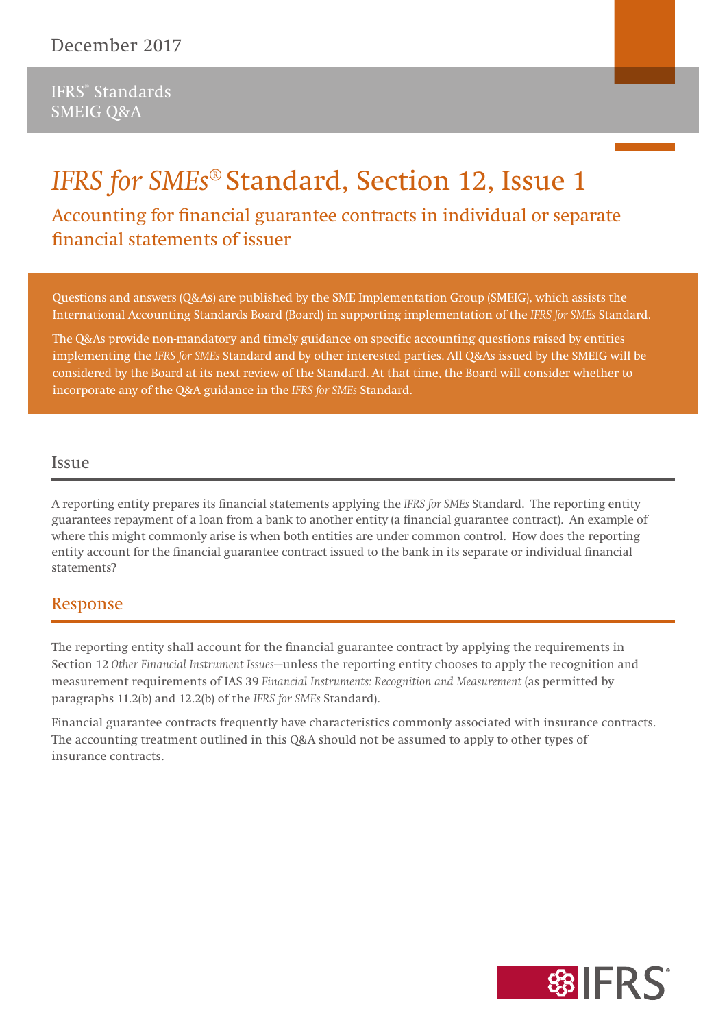December 2017

IFRS® Standards
SMEIG Q&A

# *IFRS for SMEs®* Standard, Section 12, Issue 1

## Accounting for financial guarantee contracts in individual or separate financial statements of issuer

Questions and answers (Q&As) are published by the SME Implementation Group (SMEIG), which assists the International Accounting Standards Board (Board) in supporting implementation of the *IFRS for SMEs* Standard.

The Q&As provide non-mandatory and timely guidance on specific accounting questions raised by entities implementing the *IFRS for SMEs* Standard and by other interested parties. All Q&As issued by the SMEIG will be considered by the Board at its next review of the Standard. At that time, the Board will consider whether to incorporate any of the Q&A guidance in the *IFRS for SMEs* Standard.

### Issue

A reporting entity prepares its financial statements applying the *IFRS for SMEs* Standard. The reporting entity guarantees repayment of a loan from a bank to another entity (a financial guarantee contract). An example of where this might commonly arise is when both entities are under common control. How does the reporting entity account for the financial guarantee contract issued to the bank in its separate or individual financial statements?

### Response

The reporting entity shall account for the financial guarantee contract by applying the requirements in Section 12 *Other Financial Instrument Issues*—unless the reporting entity chooses to apply the recognition and measurement requirements of IAS 39 *Financial Instruments: Recognition and Measurement* (as permitted by paragraphs 11.2(b) and 12.2(b) of the *IFRS for SMEs* Standard).

Financial guarantee contracts frequently have characteristics commonly associated with insurance contracts. The accounting treatment outlined in this Q&A should not be assumed to apply to other types of insurance contracts.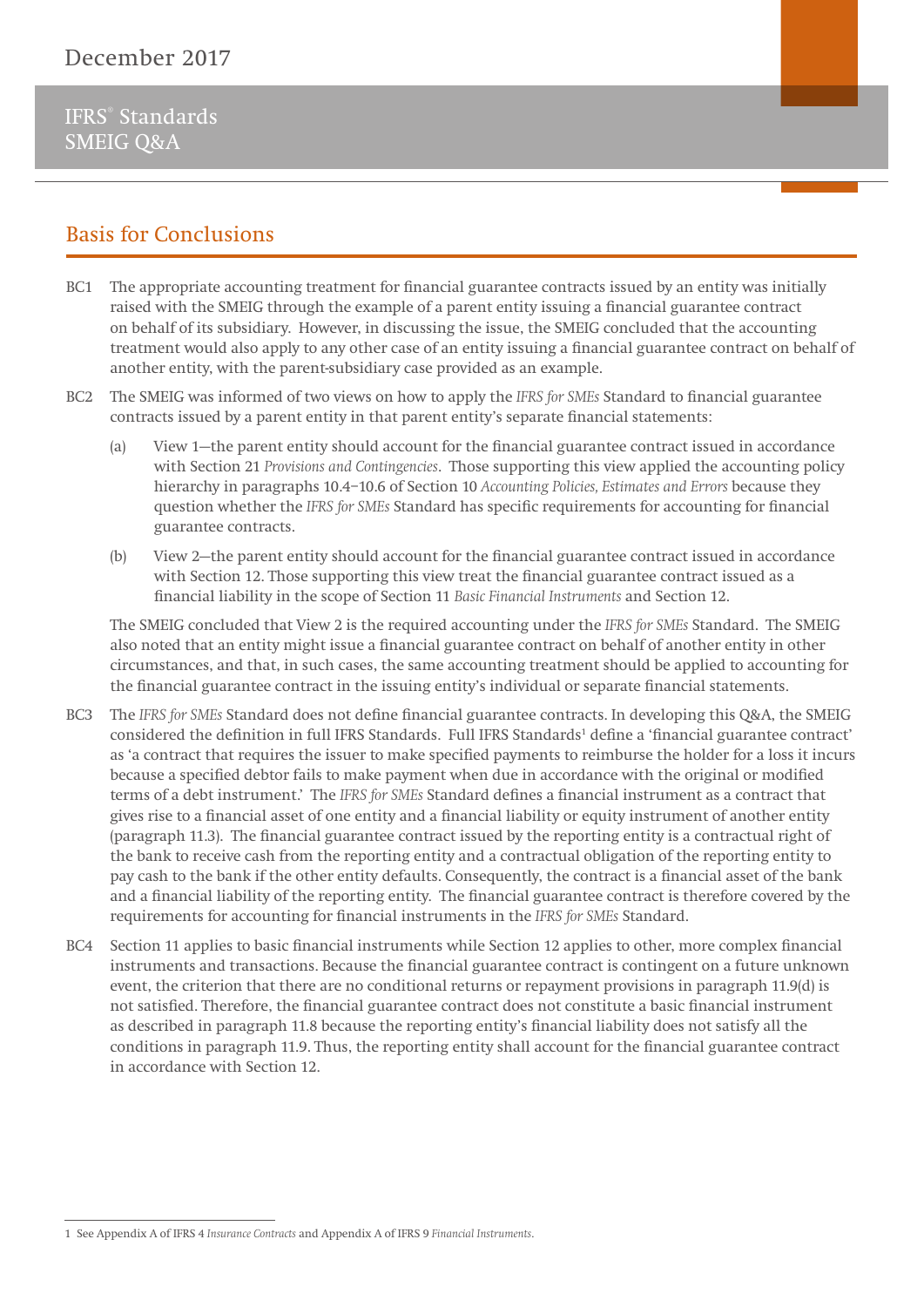## Basis for Conclusions

BC1 The appropriate accounting treatment for financial guarantee contracts issued by an entity was initially raised with the SMEIG through the example of a parent entity issuing a financial guarantee contract on behalf of its subsidiary. However, in discussing the issue, the SMEIG concluded that the accounting treatment would also apply to any other case of an entity issuing a financial guarantee contract on behalf of another entity, with the parent-subsidiary case provided as an example.

BC2 The SMEIG was informed of two views on how to apply the *IFRS for SMEs* Standard to financial guarantee contracts issued by a parent entity in that parent entity's separate financial statements:

(a) View 1—the parent entity should account for the financial guarantee contract issued in accordance with Section 21 *Provisions and Contingencies*. Those supporting this view applied the accounting policy hierarchy in paragraphs 10.4–10.6 of Section 10 *Accounting Policies, Estimates and Errors* because they question whether the *IFRS for SMEs* Standard has specific requirements for accounting for financial guarantee contracts.

(b) View 2—the parent entity should account for the financial guarantee contract issued in accordance with Section 12. Those supporting this view treat the financial guarantee contract issued as a financial liability in the scope of Section 11 *Basic Financial Instruments* and Section 12.

The SMEIG concluded that View 2 is the required accounting under the *IFRS for SMEs* Standard. The SMEIG also noted that an entity might issue a financial guarantee contract on behalf of another entity in other circumstances, and that, in such cases, the same accounting treatment should be applied to accounting for the financial guarantee contract in the issuing entity's individual or separate financial statements.

BC3 The *IFRS for SMEs* Standard does not define financial guarantee contracts. In developing this Q&A, the SMEIG considered the definition in full IFRS Standards. Full IFRS Standards[1] define a 'financial guarantee contract' as 'a contract that requires the issuer to make specified payments to reimburse the holder for a loss it incurs because a specified debtor fails to make payment when due in accordance with the original or modified terms of a debt instrument.' The *IFRS for SMEs* Standard defines a financial instrument as a contract that gives rise to a financial asset of one entity and a financial liability or equity instrument of another entity (paragraph 11.3). The financial guarantee contract issued by the reporting entity is a contractual right of the bank to receive cash from the reporting entity and a contractual obligation of the reporting entity to pay cash to the bank if the other entity defaults. Consequently, the contract is a financial asset of the bank and a financial liability of the reporting entity. The financial guarantee contract is therefore covered by the requirements for accounting for financial instruments in the *IFRS for SMEs* Standard.

BC4 Section 11 applies to basic financial instruments while Section 12 applies to other, more complex financial instruments and transactions. Because the financial guarantee contract is contingent on a future unknown event, the criterion that there are no conditional returns or repayment provisions in paragraph 11.9(d) is not satisfied. Therefore, the financial guarantee contract does not constitute a basic financial instrument as described in paragraph 11.8 because the reporting entity's financial liability does not satisfy all the conditions in paragraph 11.9. Thus, the reporting entity shall account for the financial guarantee contract in accordance with Section 12.

---

[1] See Appendix A of IFRS 4 *Insurance Contracts* and Appendix A of IFRS 9 *Financial Instruments*.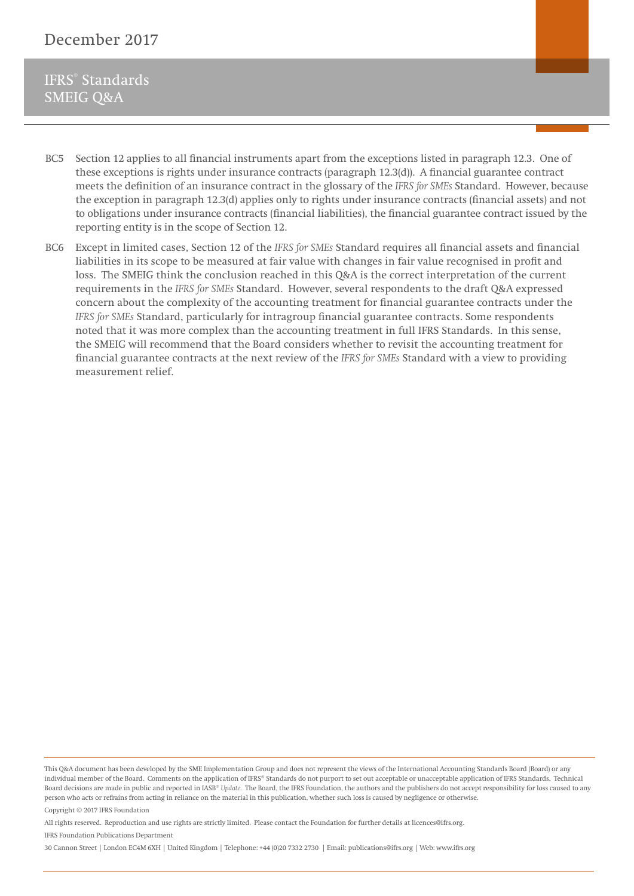BC5 Section 12 applies to all financial instruments apart from the exceptions listed in paragraph 12.3. One of these exceptions is rights under insurance contracts (paragraph 12.3(d)). A financial guarantee contract meets the definition of an insurance contract in the glossary of the *IFRS for SMEs* Standard. However, because the exception in paragraph 12.3(d) applies only to rights under insurance contracts (financial assets) and not to obligations under insurance contracts (financial liabilities), the financial guarantee contract issued by the reporting entity is in the scope of Section 12.

BC6 Except in limited cases, Section 12 of the *IFRS for SMEs* Standard requires all financial assets and financial liabilities in its scope to be measured at fair value with changes in fair value recognised in profit and loss. The SMEIG think the conclusion reached in this Q&A is the correct interpretation of the current requirements in the *IFRS for SMEs* Standard. However, several respondents to the draft Q&A expressed concern about the complexity of the accounting treatment for financial guarantee contracts under the *IFRS for SMEs* Standard, particularly for intragroup financial guarantee contracts. Some respondents noted that it was more complex than the accounting treatment in full IFRS Standards. In this sense, the SMEIG will recommend that the Board considers whether to revisit the accounting treatment for financial guarantee contracts at the next review of the *IFRS for SMEs* Standard with a view to providing measurement relief.

This Q&A document has been developed by the SME Implementation Group and does not represent the views of the International Accounting Standards Board (Board) or any individual member of the Board. Comments on the application of IFRS® Standards do not purport to set out acceptable or unacceptable application of IFRS Standards. Technical Board decisions are made in public and reported in IASB® *Update*. The Board, the IFRS Foundation, the authors and the publishers do not accept responsibility for loss caused to any person who acts or refrains from acting in reliance on the material in this publication, whether such loss is caused by negligence or otherwise.

Copyright © 2017 IFRS Foundation

All rights reserved. Reproduction and use rights are strictly limited. Please contact the Foundation for further details at licences@ifrs.org.

IFRS Foundation Publications Department

30 Cannon Street | London EC4M 6XH | United Kingdom | Telephone: +44 (0)20 7332 2730 | Email: publications@ifrs.org | Web: www.ifrs.org